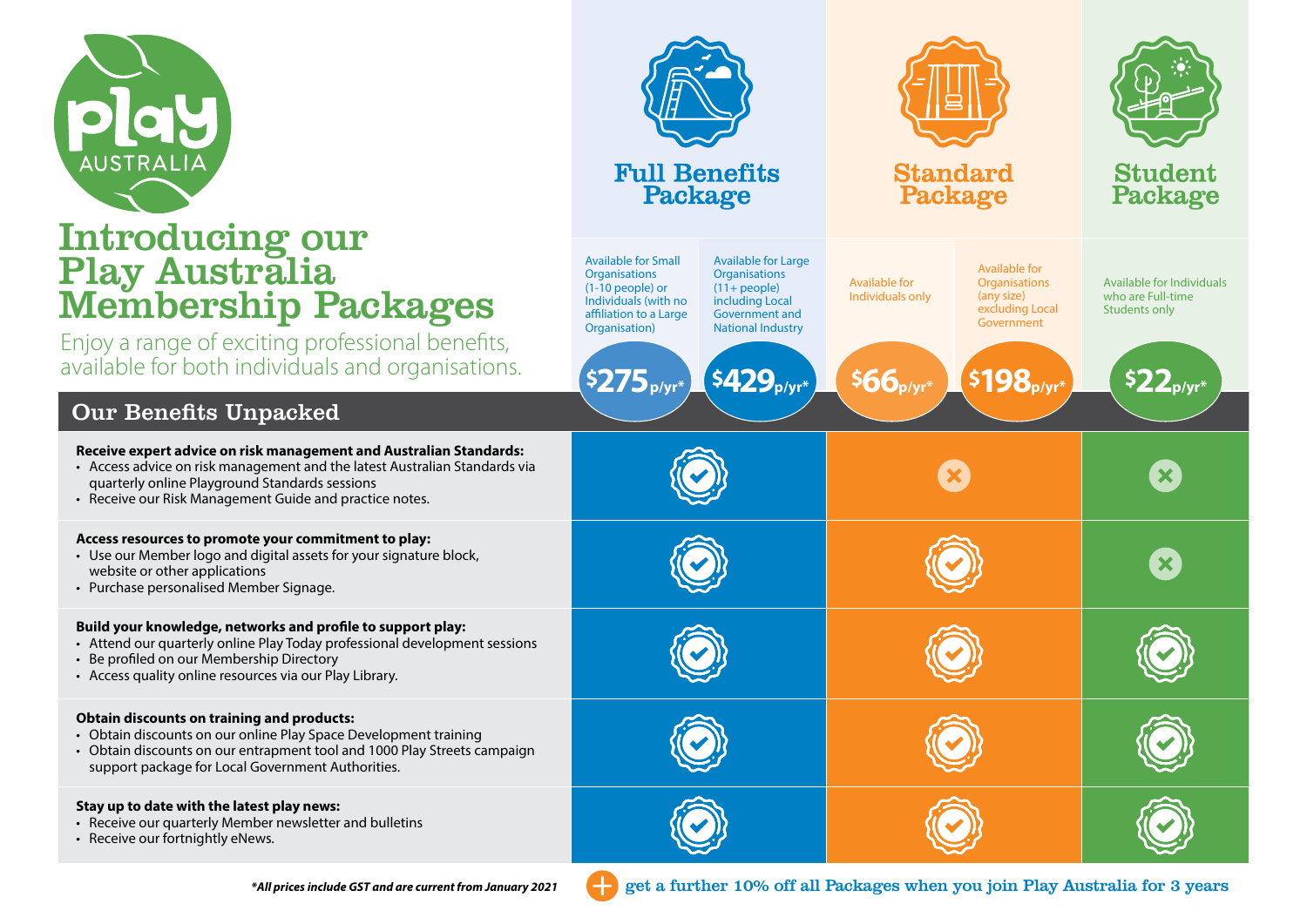# Play Australia

# Introducing our Play Australia Membership Packages

Enjoy a range of exciting professional benefits, available for both individuals and organisations.

| | Full Benefits Package | | Standard Package | | Student Package |
|---|---|---|---|---|---|
| | Available for Small Organisations (1-10 people) or Individuals (with no affiliation to a Large Organisation) | Available for Large Organisations (11+ people) including Local Government and National Industry | Available for Individuals only | Available for Organisations (any size) excluding Local Government | Available for Individuals who are Full-time Students only |
| | $275 p/yr* | $429 p/yr* | $66 p/yr* | $198 p/yr* | $22 p/yr* |

## Our Benefits Unpacked

| Benefit | Full Benefits Package | Standard Package | Student Package |
|---|---|---|---|
| **Receive expert advice on risk management and Australian Standards:**<br>• Access advice on risk management and the latest Australian Standards via quarterly online Playground Standards sessions<br>• Receive our Risk Management Guide and practice notes. | ✓ | ✗ | ✗ |
| **Access resources to promote your commitment to play:**<br>• Use our Member logo and digital assets for your signature block, website or other applications<br>• Purchase personalised Member Signage. | ✓ | ✓ | ✗ |
| **Build your knowledge, networks and profile to support play:**<br>• Attend our quarterly online Play Today professional development sessions<br>• Be profiled on our Membership Directory<br>• Access quality online resources via our Play Library. | ✓ | ✓ | ✓ |
| **Obtain discounts on training and products:**<br>• Obtain discounts on our online Play Space Development training<br>• Obtain discounts on our entrapment tool and 1000 Play Streets campaign support package for Local Government Authorities. | ✓ | ✓ | ✓ |
| **Stay up to date with the latest play news:**<br>• Receive our quarterly Member newsletter and bulletins<br>• Receive our fortnightly eNews. | ✓ | ✓ | ✓ |

*\*All prices include GST and are current from January 2021*

+ get a further 10% off all Packages when you join Play Australia for 3 years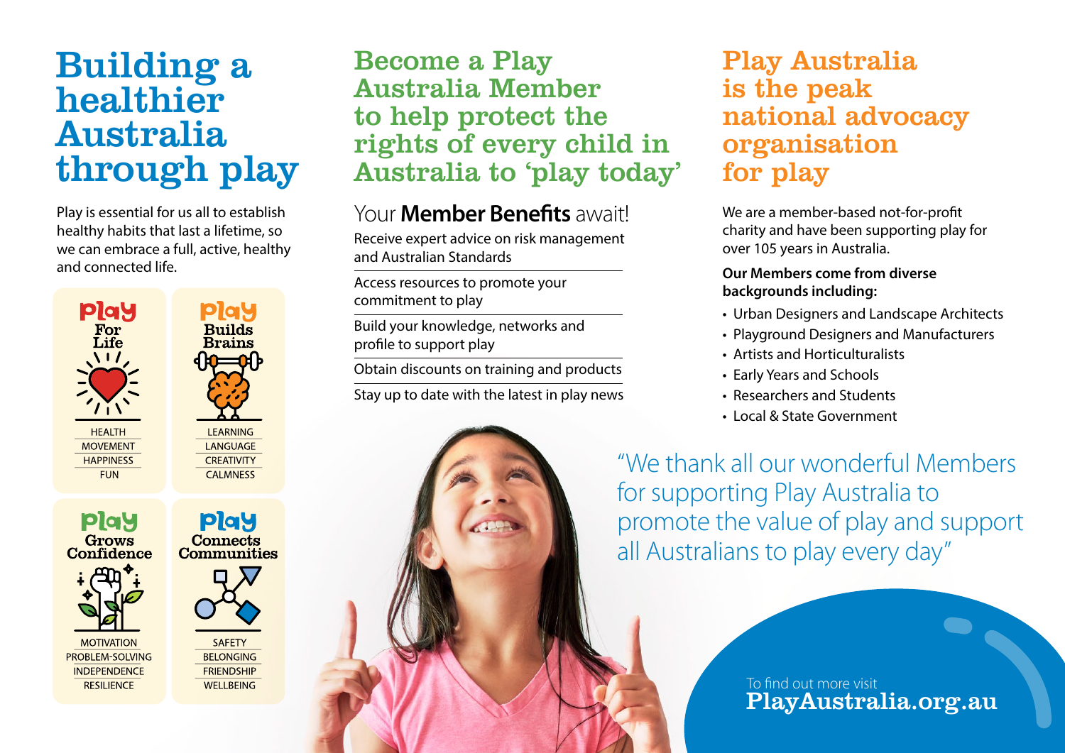# Building a healthier Australia through play

Play is essential for us all to establish healthy habits that last a lifetime, so we can embrace a full, active, healthy and connected life.

### Play For Life

HEALTH
MOVEMENT
HAPPINESS
FUN

### Play Builds Brains

LEARNING
LANGUAGE
CREATIVITY
CALMNESS

### Play Grows Confidence

MOTIVATION
PROBLEM-SOLVING
INDEPENDENCE
RESILIENCE

### Play Connects Communities

SAFETY
BELONGING
FRIENDSHIP
WELLBEING

# Become a Play Australia Member to help protect the rights of every child in Australia to 'play today'

## Your **Member Benefits** await!

Receive expert advice on risk management and Australian Standards

Access resources to promote your commitment to play

Build your knowledge, networks and profile to support play

Obtain discounts on training and products

Stay up to date with the latest in play news

# Play Australia is the peak national advocacy organisation for play

We are a member-based not-for-profit charity and have been supporting play for over 105 years in Australia.

**Our Members come from diverse backgrounds including:**

- Urban Designers and Landscape Architects
- Playground Designers and Manufacturers
- Artists and Horticulturalists
- Early Years and Schools
- Researchers and Students
- Local & State Government

"We thank all our wonderful Members for supporting Play Australia to promote the value of play and support all Australians to play every day"

To find out more visit
**PlayAustralia.org.au**